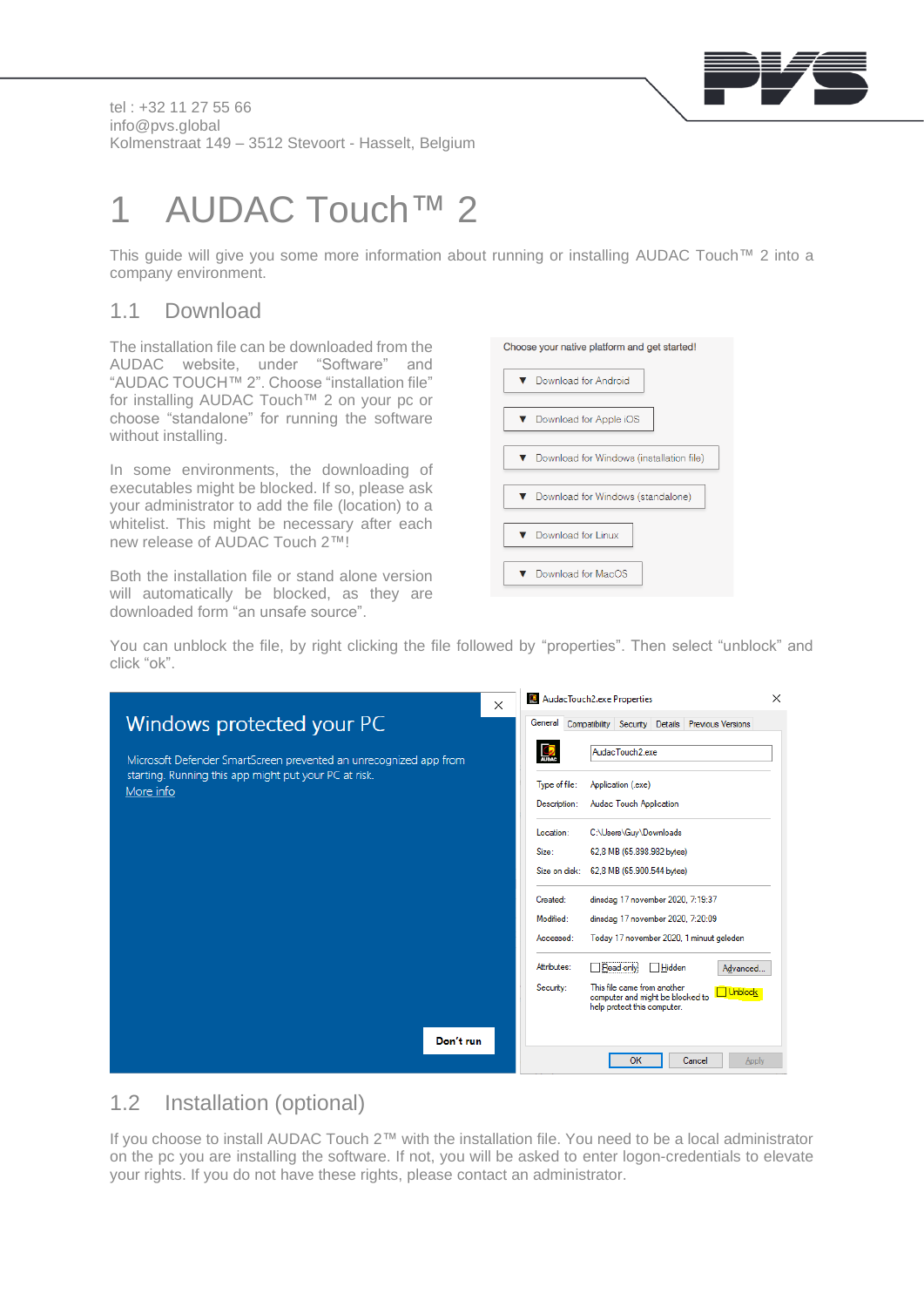tel : +32 11 27 55 66
info@pvs.global
Kolmenstraat 149 – 3512 Stevoort - Hasselt, Belgium

# 1 AUDAC Touch™ 2

This guide will give you some more information about running or installing AUDAC Touch™ 2 into a company environment.

## 1.1 Download

The installation file can be downloaded from the AUDAC website, under "Software" and "AUDAC TOUCH™ 2". Choose "installation file" for installing AUDAC Touch™ 2 on your pc or choose "standalone" for running the software without installing.

In some environments, the downloading of executables might be blocked. If so, please ask your administrator to add the file (location) to a whitelist. This might be necessary after each new release of AUDAC Touch 2™!

Both the installation file or stand alone version will automatically be blocked, as they are downloaded form "an unsafe source".

You can unblock the file, by right clicking the file followed by "properties". Then select "unblock" and click "ok".

## 1.2 Installation (optional)

If you choose to install AUDAC Touch 2™ with the installation file. You need to be a local administrator on the pc you are installing the software. If not, you will be asked to enter logon-credentials to elevate your rights. If you do not have these rights, please contact an administrator.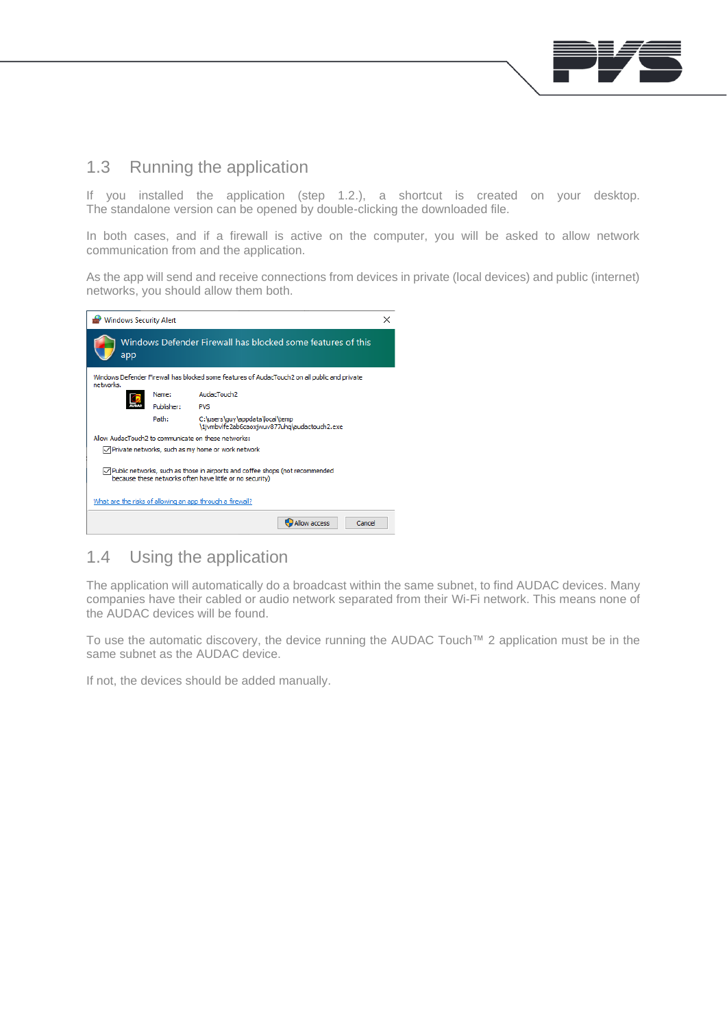## 1.3 Running the application

If you installed the application (step 1.2.), a shortcut is created on your desktop. The standalone version can be opened by double-clicking the downloaded file.

In both cases, and if a firewall is active on the computer, you will be asked to allow network communication from and the application.

As the app will send and receive connections from devices in private (local devices) and public (internet) networks, you should allow them both.

## 1.4 Using the application

The application will automatically do a broadcast within the same subnet, to find AUDAC devices. Many companies have their cabled or audio network separated from their Wi-Fi network. This means none of the AUDAC devices will be found.

To use the automatic discovery, the device running the AUDAC Touch™ 2 application must be in the same subnet as the AUDAC device.

If not, the devices should be added manually.